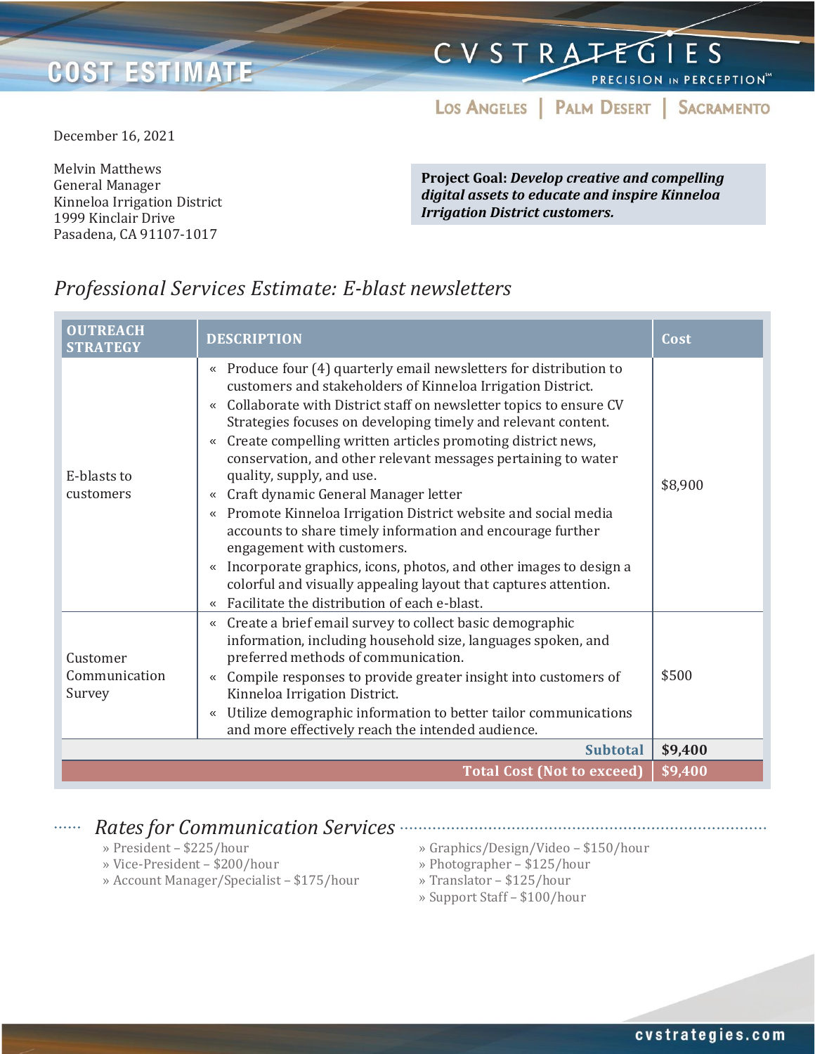# COST ESTIMATE

**CV STRATEGIES**
PRECISION IN PERCEPTION℠

LOS ANGELES | PALM DESERT | SACRAMENTO

December 16, 2021

Melvin Matthews
General Manager
Kinneloa Irrigation District
1999 Kinclair Drive
Pasadena, CA 91107-1017

**Project Goal:** ***Develop creative and compelling digital assets to educate and inspire Kinneloa Irrigation District customers.***

## *Professional Services Estimate: E-blast newsletters*

| OUTREACH STRATEGY | DESCRIPTION | Cost |
|---|---|---|
| E-blasts to customers | « Produce four (4) quarterly email newsletters for distribution to customers and stakeholders of Kinneloa Irrigation District.<br>« Collaborate with District staff on newsletter topics to ensure CV Strategies focuses on developing timely and relevant content.<br>« Create compelling written articles promoting district news, conservation, and other relevant messages pertaining to water quality, supply, and use.<br>« Craft dynamic General Manager letter<br>« Promote Kinneloa Irrigation District website and social media accounts to share timely information and encourage further engagement with customers.<br>« Incorporate graphics, icons, photos, and other images to design a colorful and visually appealing layout that captures attention.<br>« Facilitate the distribution of each e-blast. | $8,900 |
| Customer Communication Survey | « Create a brief email survey to collect basic demographic information, including household size, languages spoken, and preferred methods of communication.<br>« Compile responses to provide greater insight into customers of Kinneloa Irrigation District.<br>« Utilize demographic information to better tailor communications and more effectively reach the intended audience. | $500 |
| | **Subtotal** | **$9,400** |
| | **Total Cost (Not to exceed)** | **$9,400** |

## *Rates for Communication Services*

» President – $225/hour
» Vice-President – $200/hour
» Account Manager/Specialist – $175/hour
» Graphics/Design/Video – $150/hour
» Photographer – $125/hour
» Translator – $125/hour
» Support Staff – $100/hour

cvstrategies.com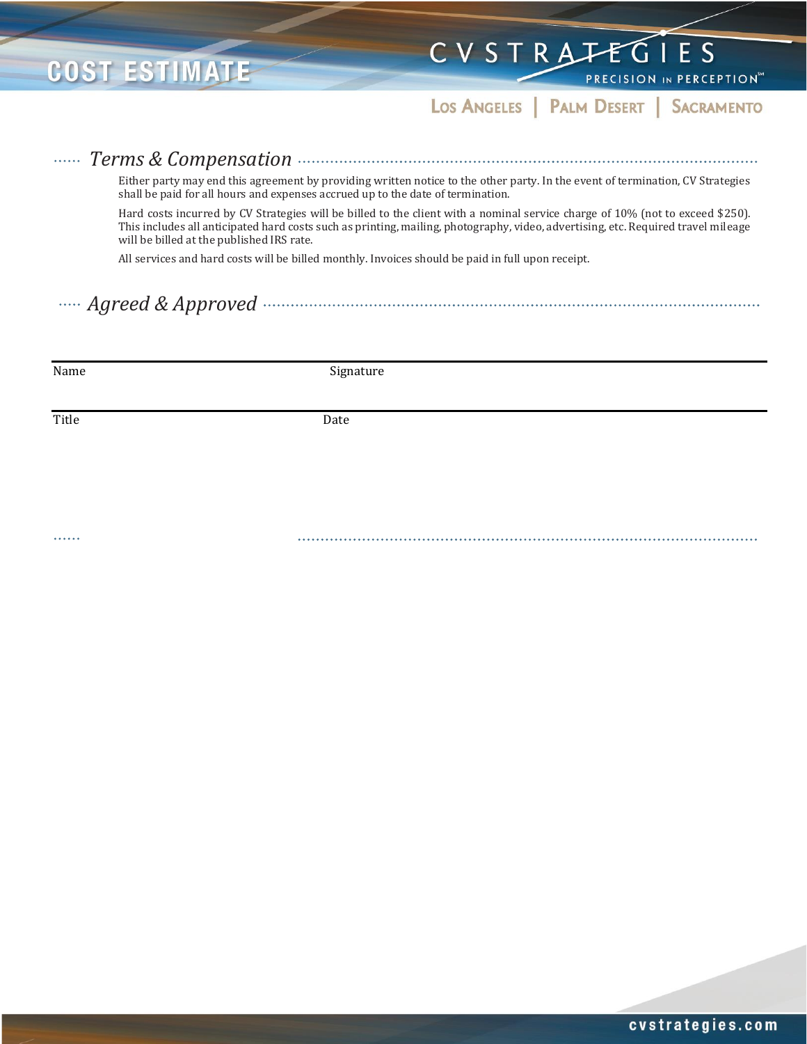## Terms & Compensation

Either party may end this agreement by providing written notice to the other party. In the event of termination, CV Strategies shall be paid for all hours and expenses accrued up to the date of termination.

Hard costs incurred by CV Strategies will be billed to the client with a nominal service charge of 10% (not to exceed $250). This includes all anticipated hard costs such as printing, mailing, photography, video, advertising, etc. Required travel mileage will be billed at the published IRS rate.

All services and hard costs will be billed monthly. Invoices should be paid in full upon receipt.

## Agreed & Approved

Name                                        Signature

Title                                          Date